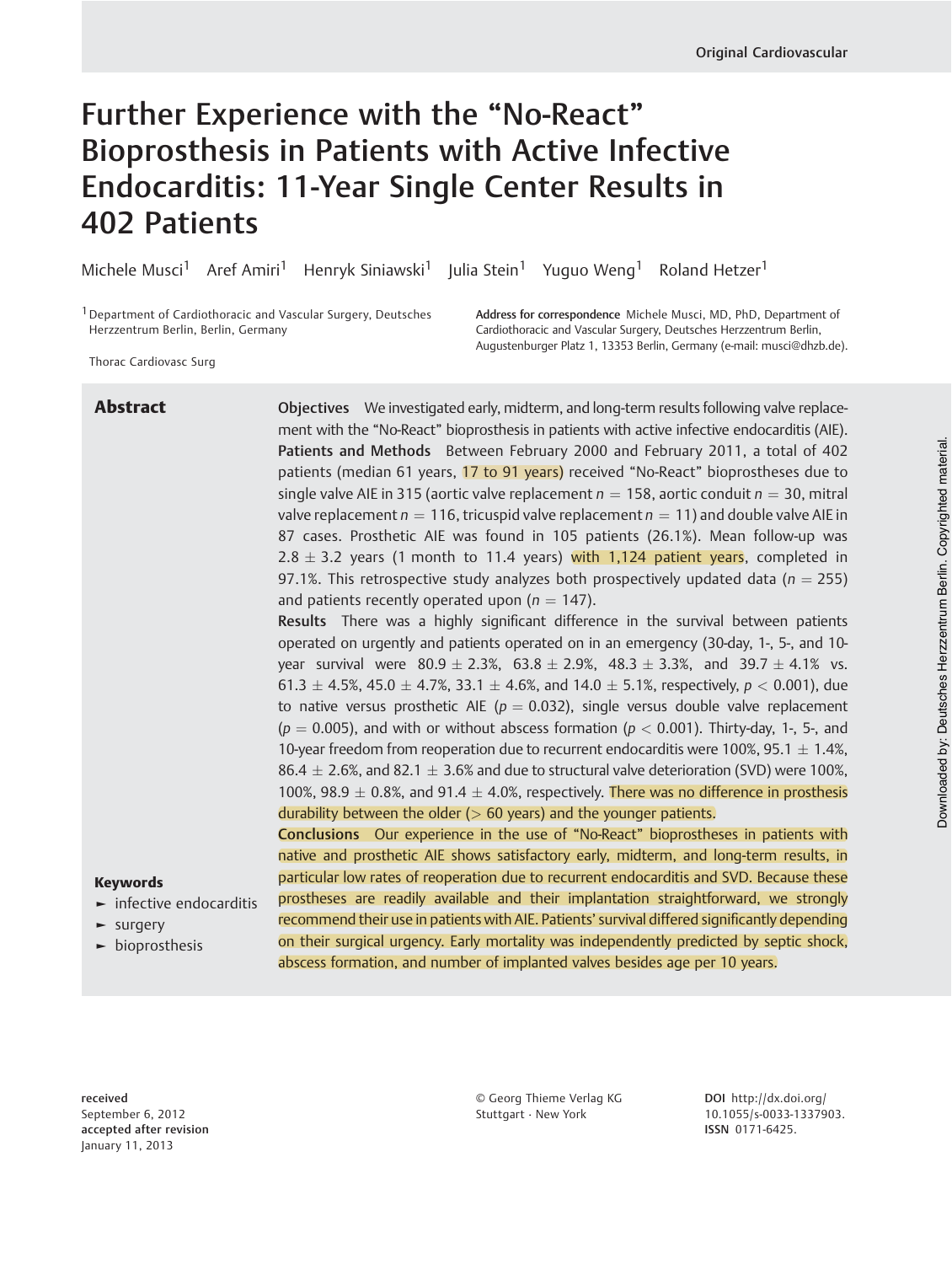Original Cardiovascular

# Further Experience with the "No-React" Bioprosthesis in Patients with Active Infective Endocarditis: 11-Year Single Center Results in 402 Patients

Michele Musci[1] Aref Amiri[1] Henryk Siniawski[1] Julia Stein[1] Yuguo Weng[1] Roland Hetzer[1]

[1] Department of Cardiothoracic and Vascular Surgery, Deutsches Herzzentrum Berlin, Berlin, Germany

Thorac Cardiovasc Surg

**Address for correspondence** Michele Musci, MD, PhD, Department of Cardiothoracic and Vascular Surgery, Deutsches Herzzentrum Berlin, Augustenburger Platz 1, 13353 Berlin, Germany (e-mail: musci@dhzb.de).

## Abstract

**Objectives** We investigated early, midterm, and long-term results following valve replacement with the "No-React" bioprosthesis in patients with active infective endocarditis (AIE).

**Patients and Methods** Between February 2000 and February 2011, a total of 402 patients (median 61 years, 17 to 91 years) received "No-React" bioprostheses due to single valve AIE in 315 (aortic valve replacement $n = 158$, aortic conduit $n = 30$, mitral valve replacement $n = 116$, tricuspid valve replacement $n = 11$) and double valve AIE in 87 cases. Prosthetic AIE was found in 105 patients (26.1%). Mean follow-up was $2.8 \pm 3.2$ years (1 month to 11.4 years) with 1,124 patient years, completed in 97.1%. This retrospective study analyzes both prospectively updated data ($n = 255$) and patients recently operated upon ($n = 147$).

**Results** There was a highly significant difference in the survival between patients operated on urgently and patients operated on in an emergency (30-day, 1-, 5-, and 10-year survival were $80.9 \pm 2.3\%$, $63.8 \pm 2.9\%$, $48.3 \pm 3.3\%$, and $39.7 \pm 4.1\%$ vs. $61.3 \pm 4.5\%$, $45.0 \pm 4.7\%$, $33.1 \pm 4.6\%$, and $14.0 \pm 5.1\%$, respectively, $p < 0.001$), due to native versus prosthetic AIE ($p = 0.032$), single versus double valve replacement ($p = 0.005$), and with or without abscess formation ($p < 0.001$). Thirty-day, 1-, 5-, and 10-year freedom from reoperation due to recurrent endocarditis were 100%, $95.1 \pm 1.4\%$, $86.4 \pm 2.6\%$, and $82.1 \pm 3.6\%$ and due to structural valve deterioration (SVD) were 100%, 100%, $98.9 \pm 0.8\%$, and $91.4 \pm 4.0\%$, respectively. There was no difference in prosthesis durability between the older (> 60 years) and the younger patients.

**Conclusions** Our experience in the use of "No-React" bioprostheses in patients with native and prosthetic AIE shows satisfactory early, midterm, and long-term results, in particular low rates of reoperation due to recurrent endocarditis and SVD. Because these prostheses are readily available and their implantation straightforward, we strongly recommend their use in patients with AIE. Patients' survival differed significantly depending on their surgical urgency. Early mortality was independently predicted by septic shock, abscess formation, and number of implanted valves besides age per 10 years.

**Keywords**
- infective endocarditis
- surgery
- bioprosthesis

**received** September 6, 2012
**accepted after revision** January 11, 2013

© Georg Thieme Verlag KG Stuttgart · New York

**DOI** http://dx.doi.org/10.1055/s-0033-1337903.
**ISSN** 0171-6425.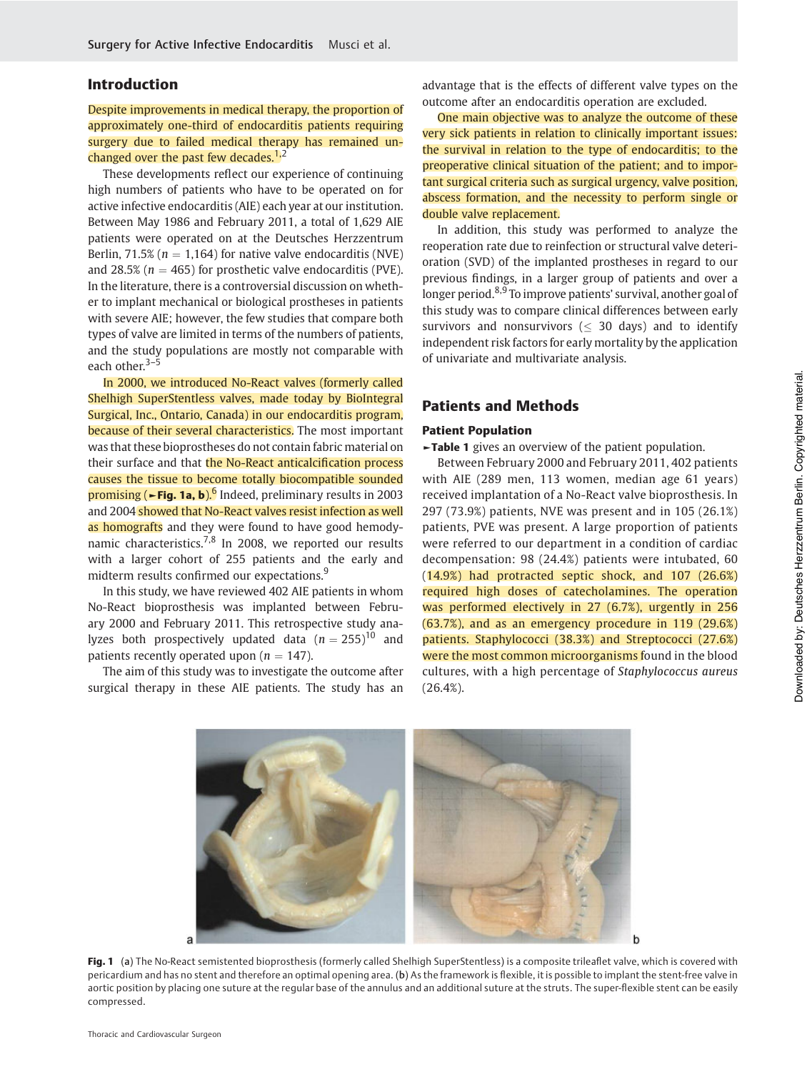## Introduction

Despite improvements in medical therapy, the proportion of approximately one-third of endocarditis patients requiring surgery due to failed medical therapy has remained unchanged over the past few decades.[1,2]

These developments reflect our experience of continuing high numbers of patients who have to be operated on for active infective endocarditis (AIE) each year at our institution. Between May 1986 and February 2011, a total of 1,629 AIE patients were operated on at the Deutsches Herzzentrum Berlin, 71.5% ($n = 1,164$) for native valve endocarditis (NVE) and 28.5% ($n = 465$) for prosthetic valve endocarditis (PVE). In the literature, there is a controversial discussion on whether to implant mechanical or biological prostheses in patients with severe AIE; however, the few studies that compare both types of valve are limited in terms of the numbers of patients, and the study populations are mostly not comparable with each other.[3–5]

In 2000, we introduced No-React valves (formerly called Shelhigh SuperStentless valves, made today by BioIntegral Surgical, Inc., Ontario, Canada) in our endocarditis program, because of their several characteristics. The most important was that these bioprostheses do not contain fabric material on their surface and that the No-React anticalcification process causes the tissue to become totally biocompatible sounded promising (►**Fig. 1a, b**).[6] Indeed, preliminary results in 2003 and 2004 showed that No-React valves resist infection as well as homografts and they were found to have good hemodynamic characteristics.[7,8] In 2008, we reported our results with a larger cohort of 255 patients and the early and midterm results confirmed our expectations.[9]

In this study, we have reviewed 402 AIE patients in whom No-React bioprosthesis was implanted between February 2000 and February 2011. This retrospective study analyzes both prospectively updated data ($n = 255$)[10] and patients recently operated upon ($n = 147$).

The aim of this study was to investigate the outcome after surgical therapy in these AIE patients. The study has an advantage that is the effects of different valve types on the outcome after an endocarditis operation are excluded.

One main objective was to analyze the outcome of these very sick patients in relation to clinically important issues: the survival in relation to the type of endocarditis; to the preoperative clinical situation of the patient; and to important surgical criteria such as surgical urgency, valve position, abscess formation, and the necessity to perform single or double valve replacement.

In addition, this study was performed to analyze the reoperation rate due to reinfection or structural valve deterioration (SVD) of the implanted prostheses in regard to our previous findings, in a larger group of patients and over a longer period.[8,9] To improve patients' survival, another goal of this study was to compare clinical differences between early survivors and nonsurvivors ($\leq$ 30 days) and to identify independent risk factors for early mortality by the application of univariate and multivariate analysis.

## Patients and Methods

### Patient Population

►**Table 1** gives an overview of the patient population.

Between February 2000 and February 2011, 402 patients with AIE (289 men, 113 women, median age 61 years) received implantation of a No-React valve bioprosthesis. In 297 (73.9%) patients, NVE was present and in 105 (26.1%) patients, PVE was present. A large proportion of patients were referred to our department in a condition of cardiac decompensation: 98 (24.4%) patients were intubated, 60 (14.9%) had protracted septic shock, and 107 (26.6%) required high doses of catecholamines. The operation was performed electively in 27 (6.7%), urgently in 256 (63.7%), and as an emergency procedure in 119 (29.6%) patients. Staphylococci (38.3%) and Streptococci (27.6%) were the most common microorganisms found in the blood cultures, with a high percentage of *Staphylococcus aureus* (26.4%).

**Fig. 1** (**a**) The No-React semistented bioprosthesis (formerly called Shelhigh SuperStentless) is a composite trileaflet valve, which is covered with pericardium and has no stent and therefore an optimal opening area. (**b**) As the framework is flexible, it is possible to implant the stent-free valve in aortic position by placing one suture at the regular base of the annulus and an additional suture at the struts. The super-flexible stent can be easily compressed.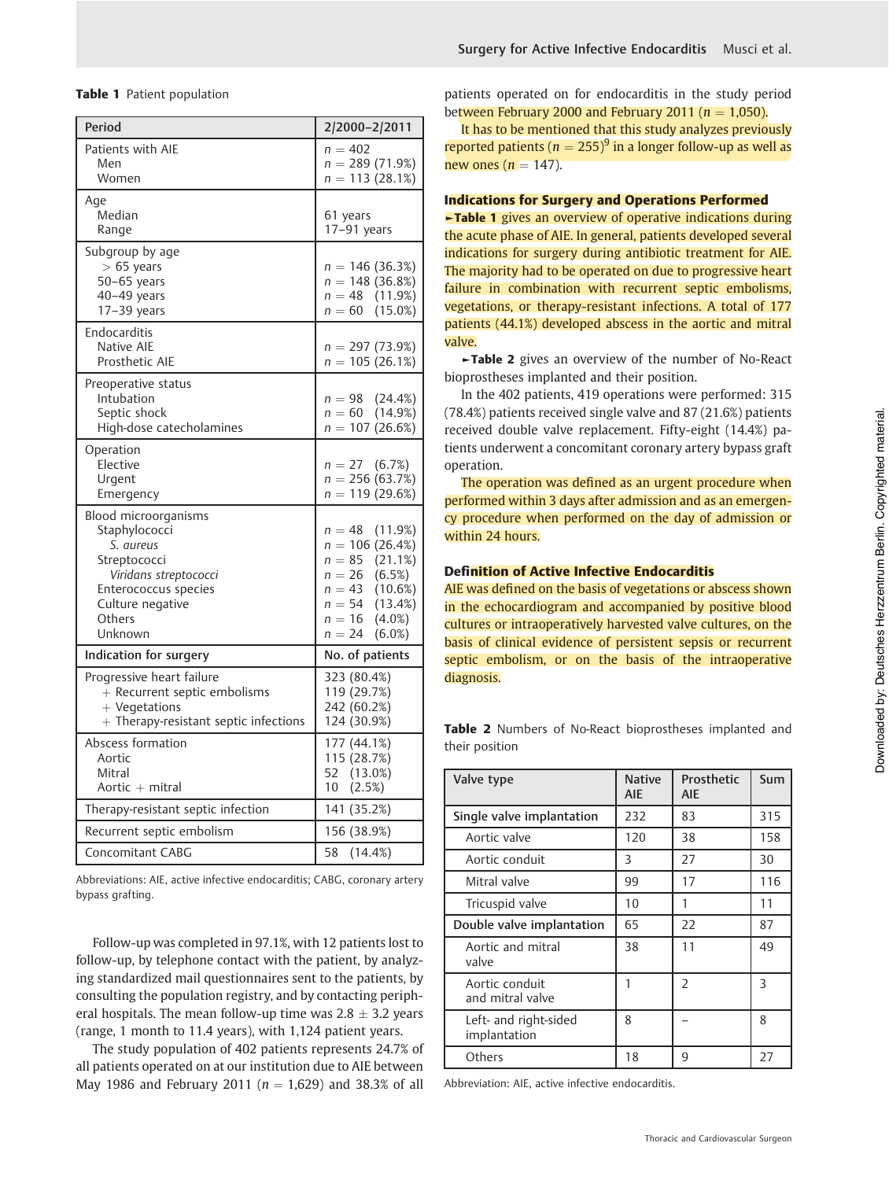**Table 1** Patient population

| Period | 2/2000–2/2011 |
|---|---|
| Patients with AIE | $n = 402$ |
| Men | $n = 289$ (71.9%) |
| Women | $n = 113$ (28.1%) |
| Age | |
| Median | 61 years |
| Range | 17–91 years |
| Subgroup by age | |
| > 65 years | $n = 146$ (36.3%) |
| 50–65 years | $n = 148$ (36.8%) |
| 40–49 years | $n = 48$ (11.9%) |
| 17–39 years | $n = 60$ (15.0%) |
| Endocarditis | |
| Native AIE | $n = 297$ (73.9%) |
| Prosthetic AIE | $n = 105$ (26.1%) |
| Preoperative status | |
| Intubation | $n = 98$ (24.4%) |
| Septic shock | $n = 60$ (14.9%) |
| High-dose catecholamines | $n = 107$ (26.6%) |
| Operation | |
| Elective | $n = 27$ (6.7%) |
| Urgent | $n = 256$ (63.7%) |
| Emergency | $n = 119$ (29.6%) |
| Blood microorganisms | |
| Staphylococci | $n = 48$ (11.9%) |
| *S. aureus* | $n = 106$ (26.4%) |
| Streptococci | $n = 85$ (21.1%) |
| *Viridans streptococci* | $n = 26$ (6.5%) |
| Enterococcus species | $n = 43$ (10.6%) |
| Culture negative | $n = 54$ (13.4%) |
| Others | $n = 16$ (4.0%) |
| Unknown | $n = 24$ (6.0%) |
| **Indication for surgery** | **No. of patients** |
| Progressive heart failure | 323 (80.4%) |
| + Recurrent septic embolisms | 119 (29.7%) |
| + Vegetations | 242 (60.2%) |
| + Therapy-resistant septic infections | 124 (30.9%) |
| Abscess formation | 177 (44.1%) |
| Aortic | 115 (28.7%) |
| Mitral | 52 (13.0%) |
| Aortic + mitral | 10 (2.5%) |
| Therapy-resistant septic infection | 141 (35.2%) |
| Recurrent septic embolism | 156 (38.9%) |
| Concomitant CABG | 58 (14.4%) |

Abbreviations: AIE, active infective endocarditis; CABG, coronary artery bypass grafting.

Follow-up was completed in 97.1%, with 12 patients lost to follow-up, by telephone contact with the patient, by analyzing standardized mail questionnaires sent to the patients, by consulting the population registry, and by contacting peripheral hospitals. The mean follow-up time was 2.8 ± 3.2 years (range, 1 month to 11.4 years), with 1,124 patient years.

The study population of 402 patients represents 24.7% of all patients operated on at our institution due to AIE between May 1986 and February 2011 ($n = 1,629$) and 38.3% of all patients operated on for endocarditis in the study period between February 2000 and February 2011 ($n = 1,050$).

It has to be mentioned that this study analyzes previously reported patients ($n = 255$)[9] in a longer follow-up as well as new ones ($n = 147$).

### Indications for Surgery and Operations Performed

**►Table 1** gives an overview of operative indications during the acute phase of AIE. In general, patients developed several indications for surgery during antibiotic treatment for AIE. The majority had to be operated on due to progressive heart failure in combination with recurrent septic embolisms, vegetations, or therapy-resistant infections. A total of 177 patients (44.1%) developed abscess in the aortic and mitral valve.

**►Table 2** gives an overview of the number of No-React bioprostheses implanted and their position.

In the 402 patients, 419 operations were performed: 315 (78.4%) patients received single valve and 87 (21.6%) patients received double valve replacement. Fifty-eight (14.4%) patients underwent a concomitant coronary artery bypass graft operation.

The operation was defined as an urgent procedure when performed within 3 days after admission and as an emergency procedure when performed on the day of admission or within 24 hours.

### Definition of Active Infective Endocarditis

AIE was defined on the basis of vegetations or abscess shown in the echocardiogram and accompanied by positive blood cultures or intraoperatively harvested valve cultures, on the basis of clinical evidence of persistent sepsis or recurrent septic embolism, or on the basis of the intraoperative diagnosis.

**Table 2** Numbers of No-React bioprostheses implanted and their position

| Valve type | Native AIE | Prosthetic AIE | Sum |
|---|---|---|---|
| **Single valve implantation** | 232 | 83 | 315 |
| Aortic valve | 120 | 38 | 158 |
| Aortic conduit | 3 | 27 | 30 |
| Mitral valve | 99 | 17 | 116 |
| Tricuspid valve | 10 | 1 | 11 |
| **Double valve implantation** | 65 | 22 | 87 |
| Aortic and mitral valve | 38 | 11 | 49 |
| Aortic conduit and mitral valve | 1 | 2 | 3 |
| Left- and right-sided implantation | 8 | – | 8 |
| Others | 18 | 9 | 27 |

Abbreviation: AIE, active infective endocarditis.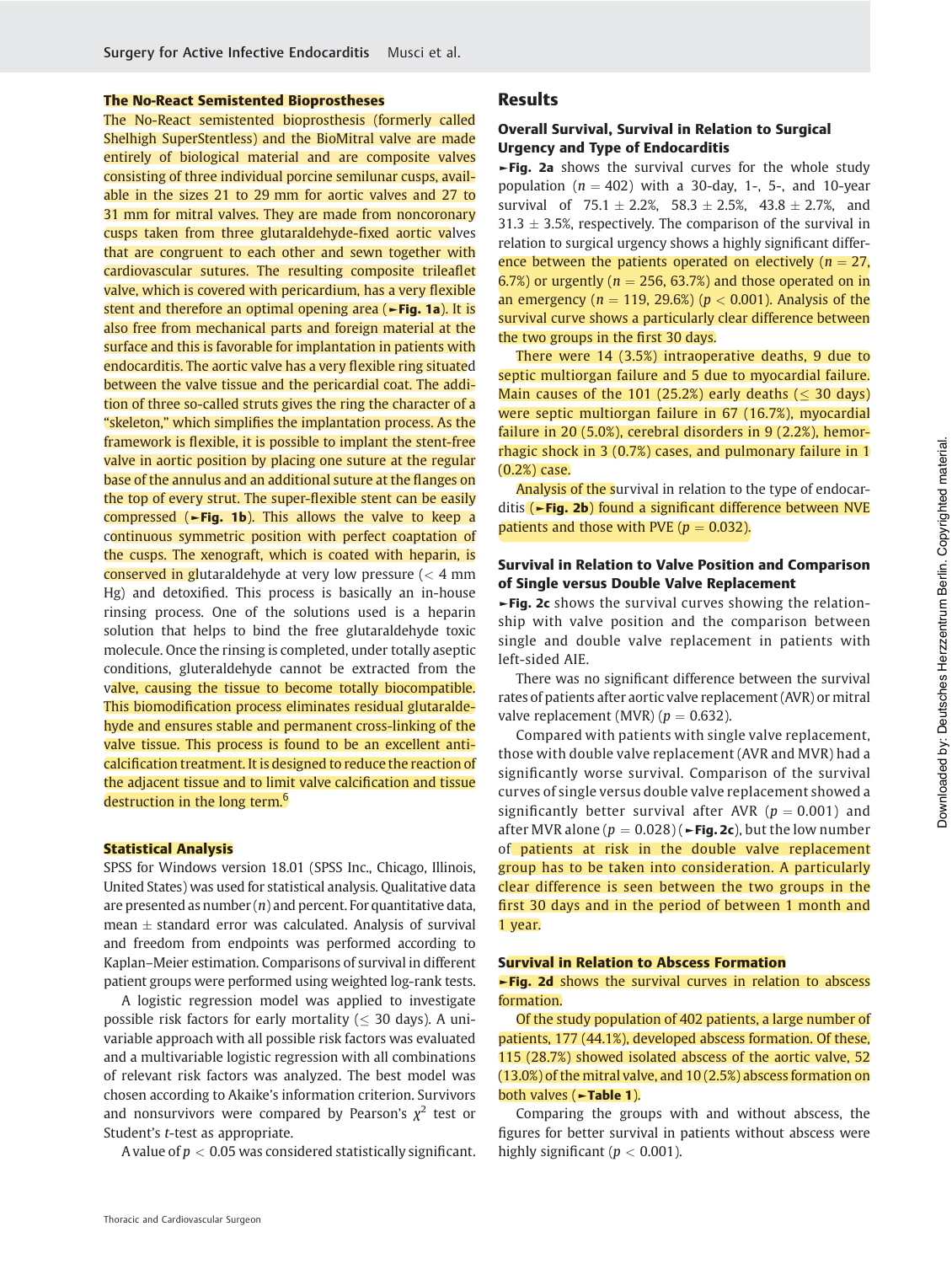### The No-React Semistented Bioprostheses

The No-React semistented bioprosthesis (formerly called Shelhigh SuperStentless) and the BioMitral valve are made entirely of biological material and are composite valves consisting of three individual porcine semilunar cusps, available in the sizes 21 to 29 mm for aortic valves and 27 to 31 mm for mitral valves. They are made from noncoronary cusps taken from three glutaraldehyde-fixed aortic valves that are congruent to each other and sewn together with cardiovascular sutures. The resulting composite trileaflet valve, which is covered with pericardium, has a very flexible stent and therefore an optimal opening area (►Fig. 1a). It is also free from mechanical parts and foreign material at the surface and this is favorable for implantation in patients with endocarditis. The aortic valve has a very flexible ring situated between the valve tissue and the pericardial coat. The addition of three so-called struts gives the ring the character of a "skeleton," which simplifies the implantation process. As the framework is flexible, it is possible to implant the stent-free valve in aortic position by placing one suture at the regular base of the annulus and an additional suture at the flanges on the top of every strut. The super-flexible stent can be easily compressed (►Fig. 1b). This allows the valve to keep a continuous symmetric position with perfect coaptation of the cusps. The xenograft, which is coated with heparin, is conserved in glutaraldehyde at very low pressure (< 4 mm Hg) and detoxified. This process is basically an in-house rinsing process. One of the solutions used is a heparin solution that helps to bind the free glutaraldehyde toxic molecule. Once the rinsing is completed, under totally aseptic conditions, gluteraldehyde cannot be extracted from the valve, causing the tissue to become totally biocompatible. This biomodification process eliminates residual glutaraldehyde and ensures stable and permanent cross-linking of the valve tissue. This process is found to be an excellent anticalcification treatment. It is designed to reduce the reaction of the adjacent tissue and to limit valve calcification and tissue destruction in the long term.[6]

### Statistical Analysis

SPSS for Windows version 18.01 (SPSS Inc., Chicago, Illinois, United States) was used for statistical analysis. Qualitative data are presented as number ($n$) and percent. For quantitative data, mean ± standard error was calculated. Analysis of survival and freedom from endpoints was performed according to Kaplan–Meier estimation. Comparisons of survival in different patient groups were performed using weighted log-rank tests.

A logistic regression model was applied to investigate possible risk factors for early mortality (≤ 30 days). A univariable approach with all possible risk factors was evaluated and a multivariable logistic regression with all combinations of relevant risk factors was analyzed. The best model was chosen according to Akaike's information criterion. Survivors and nonsurvivors were compared by Pearson's $\chi^2$ test or Student's $t$-test as appropriate.

A value of $p < 0.05$ was considered statistically significant.

## Results

### Overall Survival, Survival in Relation to Surgical Urgency and Type of Endocarditis

►Fig. 2a shows the survival curves for the whole study population ($n = 402$) with a 30-day, 1-, 5-, and 10-year survival of 75.1 ± 2.2%, 58.3 ± 2.5%, 43.8 ± 2.7%, and 31.3 ± 3.5%, respectively. The comparison of the survival in relation to surgical urgency shows a highly significant difference between the patients operated on electively ($n = 27$, 6.7%) or urgently ($n = 256$, 63.7%) and those operated on in an emergency ($n = 119$, 29.6%) ($p < 0.001$). Analysis of the survival curve shows a particularly clear difference between the two groups in the first 30 days.

There were 14 (3.5%) intraoperative deaths, 9 due to septic multiorgan failure and 5 due to myocardial failure. Main causes of the 101 (25.2%) early deaths (≤ 30 days) were septic multiorgan failure in 67 (16.7%), myocardial failure in 20 (5.0%), cerebral disorders in 9 (2.2%), hemorrhagic shock in 3 (0.7%) cases, and pulmonary failure in 1 (0.2%) case.

Analysis of the survival in relation to the type of endocarditis (►Fig. 2b) found a significant difference between NVE patients and those with PVE ($p = 0.032$).

### Survival in Relation to Valve Position and Comparison of Single versus Double Valve Replacement

►Fig. 2c shows the survival curves showing the relationship with valve position and the comparison between single and double valve replacement in patients with left-sided AIE.

There was no significant difference between the survival rates of patients after aortic valve replacement (AVR) or mitral valve replacement (MVR) ($p = 0.632$).

Compared with patients with single valve replacement, those with double valve replacement (AVR and MVR) had a significantly worse survival. Comparison of the survival curves of single versus double valve replacement showed a significantly better survival after AVR ($p = 0.001$) and after MVR alone ($p = 0.028$) (►Fig. 2c), but the low number of patients at risk in the double valve replacement group has to be taken into consideration. A particularly clear difference is seen between the two groups in the first 30 days and in the period of between 1 month and 1 year.

### Survival in Relation to Abscess Formation

►Fig. 2d shows the survival curves in relation to abscess formation.

Of the study population of 402 patients, a large number of patients, 177 (44.1%), developed abscess formation. Of these, 115 (28.7%) showed isolated abscess of the aortic valve, 52 (13.0%) of the mitral valve, and 10 (2.5%) abscess formation on both valves (►Table 1).

Comparing the groups with and without abscess, the figures for better survival in patients without abscess were highly significant ($p < 0.001$).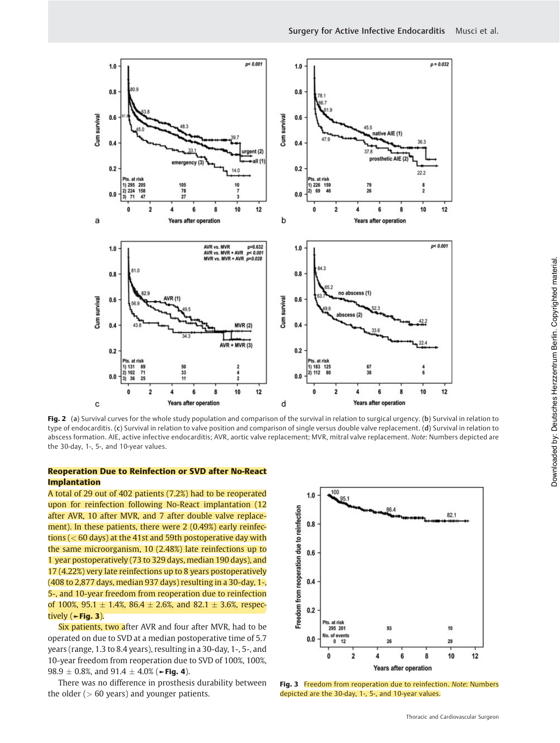**Fig. 2** (a) Survival curves for the whole study population and comparison of the survival in relation to surgical urgency. (b) Survival in relation to type of endocarditis. (c) Survival in relation to valve position and comparison of single versus double valve replacement. (d) Survival in relation to abscess formation. AIE, active infective endocarditis; AVR, aortic valve replacement; MVR, mitral valve replacement. *Note*: Numbers depicted are the 30-day, 1-, 5-, and 10-year values.

### Reoperation Due to Reinfection or SVD after No-React Implantation

A total of 29 out of 402 patients (7.2%) had to be reoperated upon for reinfection following No-React implantation (12 after AVR, 10 after MVR, and 7 after double valve replacement). In these patients, there were 2 (0.49%) early reinfections (< 60 days) at the 41st and 59th postoperative day with the same microorganism, 10 (2.48%) late reinfections up to 1 year postoperatively (73 to 329 days, median 190 days), and 17 (4.22%) very late reinfections up to 8 years postoperatively (408 to 2,877 days, median 937 days) resulting in a 30-day, 1-, 5-, and 10-year freedom from reoperation due to reinfection of 100%, 95.1 ± 1.4%, 86.4 ± 2.6%, and 82.1 ± 3.6%, respectively (►**Fig. 3**).

Six patients, two after AVR and four after MVR, had to be operated on due to SVD at a median postoperative time of 5.7 years (range, 1.3 to 8.4 years), resulting in a 30-day, 1-, 5-, and 10-year freedom from reoperation due to SVD of 100%, 100%, 98.9 ± 0.8%, and 91.4 ± 4.0% (►**Fig. 4**).

There was no difference in prosthesis durability between the older (> 60 years) and younger patients.

**Fig. 3** Freedom from reoperation due to reinfection. *Note*: Numbers depicted are the 30-day, 1-, 5-, and 10-year values.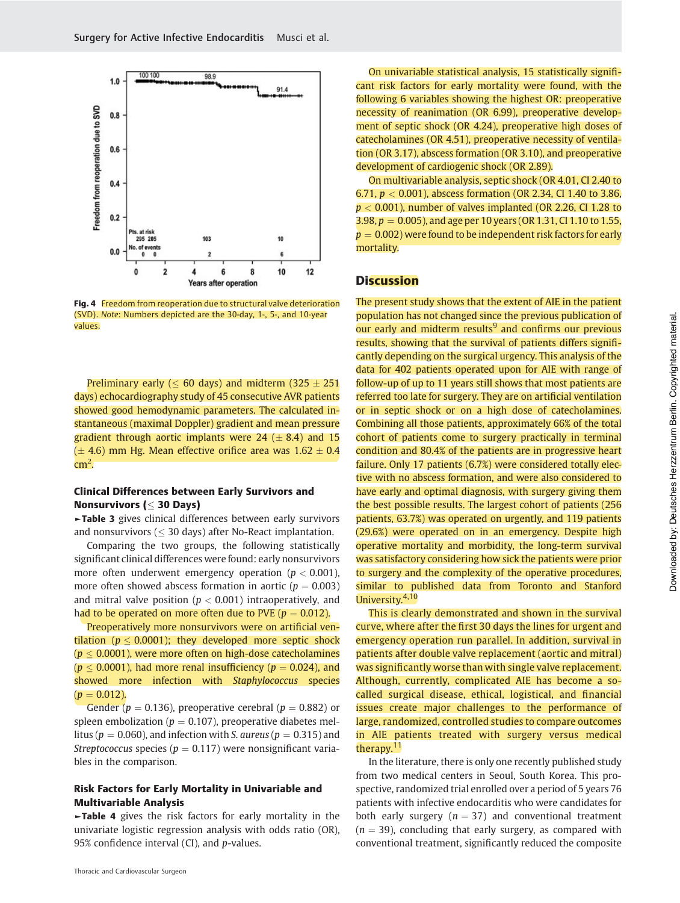Fig. 4 Freedom from reoperation due to structural valve deterioration (SVD). *Note*: Numbers depicted are the 30-day, 1-, 5-, and 10-year values.

Preliminary early ($\leq$ 60 days) and midterm (325 $\pm$ 251 days) echocardiography study of 45 consecutive AVR patients showed good hemodynamic parameters. The calculated instantaneous (maximal Doppler) gradient and mean pressure gradient through aortic implants were 24 ($\pm$ 8.4) and 15 ($\pm$ 4.6) mm Hg. Mean effective orifice area was 1.62 $\pm$ 0.4 $cm^2$.

### Clinical Differences between Early Survivors and Nonsurvivors ($\leq$ 30 Days)

►**Table 3** gives clinical differences between early survivors and nonsurvivors ($\leq$ 30 days) after No-React implantation.

Comparing the two groups, the following statistically significant clinical differences were found: early nonsurvivors more often underwent emergency operation ($p < 0.001$), more often showed abscess formation in aortic ($p = 0.003$) and mitral valve position ($p < 0.001$) intraoperatively, and had to be operated on more often due to PVE ($p = 0.012$).

Preoperatively more nonsurvivors were on artificial ventilation ($p \leq 0.0001$); they developed more septic shock ($p \leq 0.0001$), were more often on high-dose catecholamines ($p \leq 0.0001$), had more renal insufficiency ($p = 0.024$), and showed more infection with *Staphylococcus* species ($p = 0.012$).

Gender ($p = 0.136$), preoperative cerebral ($p = 0.882$) or spleen embolization ($p = 0.107$), preoperative diabetes mellitus ($p = 0.060$), and infection with *S. aureus* ($p = 0.315$) and *Streptococcus* species ($p = 0.117$) were nonsignificant variables in the comparison.

### Risk Factors for Early Mortality in Univariable and Multivariable Analysis

►**Table 4** gives the risk factors for early mortality in the univariate logistic regression analysis with odds ratio (OR), 95% confidence interval (CI), and *p*-values.

On univariable statistical analysis, 15 statistically significant risk factors for early mortality were found, with the following 6 variables showing the highest OR: preoperative necessity of reanimation (OR 6.99), preoperative development of septic shock (OR 4.24), preoperative high doses of catecholamines (OR 4.51), preoperative necessity of ventilation (OR 3.17), abscess formation (OR 3.10), and preoperative development of cardiogenic shock (OR 2.89).

On multivariable analysis, septic shock (OR 4.01, CI 2.40 to 6.71, $p < 0.001$), abscess formation (OR 2.34, CI 1.40 to 3.86, $p < 0.001$), number of valves implanted (OR 2.26, CI 1.28 to 3.98, $p = 0.005$), and age per 10 years (OR 1.31, CI 1.10 to 1.55, $p = 0.002$) were found to be independent risk factors for early mortality.

## Discussion

The present study shows that the extent of AIE in the patient population has not changed since the previous publication of our early and midterm results[9] and confirms our previous results, showing that the survival of patients differs significantly depending on the surgical urgency. This analysis of the data for 402 patients operated upon for AIE with range of follow-up of up to 11 years still shows that most patients are referred too late for surgery. They are on artificial ventilation or in septic shock or on a high dose of catecholamines. Combining all those patients, approximately 66% of the total cohort of patients come to surgery practically in terminal condition and 80.4% of the patients are in progressive heart failure. Only 17 patients (6.7%) were considered totally elective with no abscess formation, and were also considered to have early and optimal diagnosis, with surgery giving them the best possible results. The largest cohort of patients (256 patients, 63.7%) was operated on urgently, and 119 patients (29.6%) were operated on in an emergency. Despite high operative mortality and morbidity, the long-term survival was satisfactory considering how sick the patients were prior to surgery and the complexity of the operative procedures, similar to published data from Toronto and Stanford University.[4,10]

This is clearly demonstrated and shown in the survival curve, where after the first 30 days the lines for urgent and emergency operation run parallel. In addition, survival in patients after double valve replacement (aortic and mitral) was significantly worse than with single valve replacement. Although, currently, complicated AIE has become a so-called surgical disease, ethical, logistical, and financial issues create major challenges to the performance of large, randomized, controlled studies to compare outcomes in AIE patients treated with surgery versus medical therapy.[11]

In the literature, there is only one recently published study from two medical centers in Seoul, South Korea. This prospective, randomized trial enrolled over a period of 5 years 76 patients with infective endocarditis who were candidates for both early surgery ($n = 37$) and conventional treatment ($n = 39$), concluding that early surgery, as compared with conventional treatment, significantly reduced the composite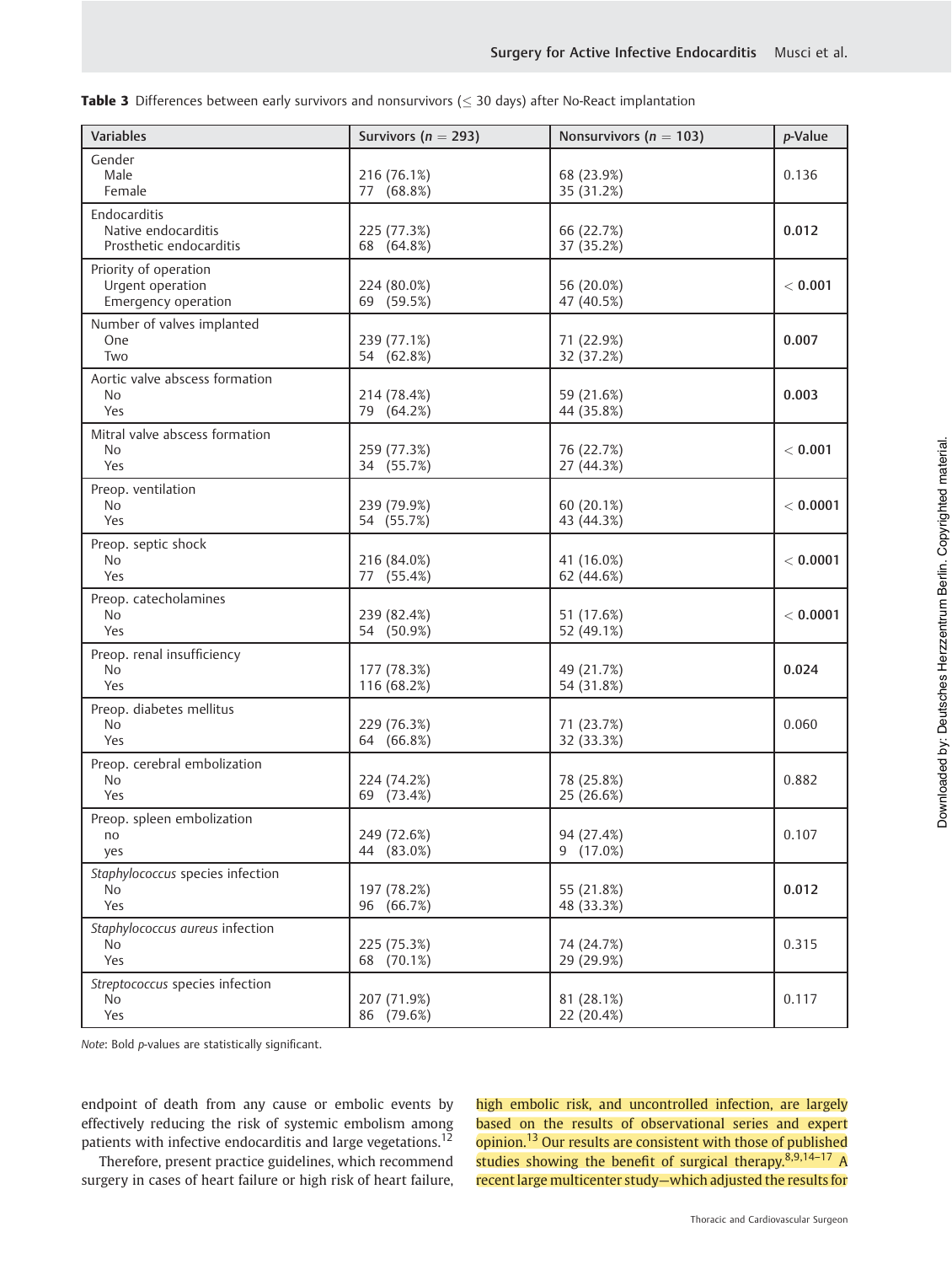**Table 3** Differences between early survivors and nonsurvivors (≤ 30 days) after No-React implantation

| Variables | Survivors ($n = 293$) | Nonsurvivors ($n = 103$) | *p*-Value |
|---|---|---|---|
| Gender | | | 0.136 |
| Male | 216 (76.1%) | 68 (23.9%) | |
| Female | 77 (68.8%) | 35 (31.2%) | |
| Endocarditis | | | **0.012** |
| Native endocarditis | 225 (77.3%) | 66 (22.7%) | |
| Prosthetic endocarditis | 68 (64.8%) | 37 (35.2%) | |
| Priority of operation | | | **< 0.001** |
| Urgent operation | 224 (80.0%) | 56 (20.0%) | |
| Emergency operation | 69 (59.5%) | 47 (40.5%) | |
| Number of valves implanted | | | **0.007** |
| One | 239 (77.1%) | 71 (22.9%) | |
| Two | 54 (62.8%) | 32 (37.2%) | |
| Aortic valve abscess formation | | | **0.003** |
| No | 214 (78.4%) | 59 (21.6%) | |
| Yes | 79 (64.2%) | 44 (35.8%) | |
| Mitral valve abscess formation | | | **< 0.001** |
| No | 259 (77.3%) | 76 (22.7%) | |
| Yes | 34 (55.7%) | 27 (44.3%) | |
| Preop. ventilation | | | **< 0.0001** |
| No | 239 (79.9%) | 60 (20.1%) | |
| Yes | 54 (55.7%) | 43 (44.3%) | |
| Preop. septic shock | | | **< 0.0001** |
| No | 216 (84.0%) | 41 (16.0%) | |
| Yes | 77 (55.4%) | 62 (44.6%) | |
| Preop. catecholamines | | | **< 0.0001** |
| No | 239 (82.4%) | 51 (17.6%) | |
| Yes | 54 (50.9%) | 52 (49.1%) | |
| Preop. renal insufficiency | | | **0.024** |
| No | 177 (78.3%) | 49 (21.7%) | |
| Yes | 116 (68.2%) | 54 (31.8%) | |
| Preop. diabetes mellitus | | | 0.060 |
| No | 229 (76.3%) | 71 (23.7%) | |
| Yes | 64 (66.8%) | 32 (33.3%) | |
| Preop. cerebral embolization | | | 0.882 |
| No | 224 (74.2%) | 78 (25.8%) | |
| Yes | 69 (73.4%) | 25 (26.6%) | |
| Preop. spleen embolization | | | 0.107 |
| no | 249 (72.6%) | 94 (27.4%) | |
| yes | 44 (83.0%) | 9 (17.0%) | |
| *Staphylococcus* species infection | | | **0.012** |
| No | 197 (78.2%) | 55 (21.8%) | |
| Yes | 96 (66.7%) | 48 (33.3%) | |
| *Staphylococcus aureus* infection | | | 0.315 |
| No | 225 (75.3%) | 74 (24.7%) | |
| Yes | 68 (70.1%) | 29 (29.9%) | |
| *Streptococcus* species infection | | | 0.117 |
| No | 207 (71.9%) | 81 (28.1%) | |
| Yes | 86 (79.6%) | 22 (20.4%) | |

*Note*: Bold *p*-values are statistically significant.

endpoint of death from any cause or embolic events by effectively reducing the risk of systemic embolism among patients with infective endocarditis and large vegetations.[12]

Therefore, present practice guidelines, which recommend surgery in cases of heart failure or high risk of heart failure, high embolic risk, and uncontrolled infection, are largely based on the results of observational series and expert opinion.[13] Our results are consistent with those of published studies showing the benefit of surgical therapy.[8,9,14–17] A recent large multicenter study—which adjusted the results for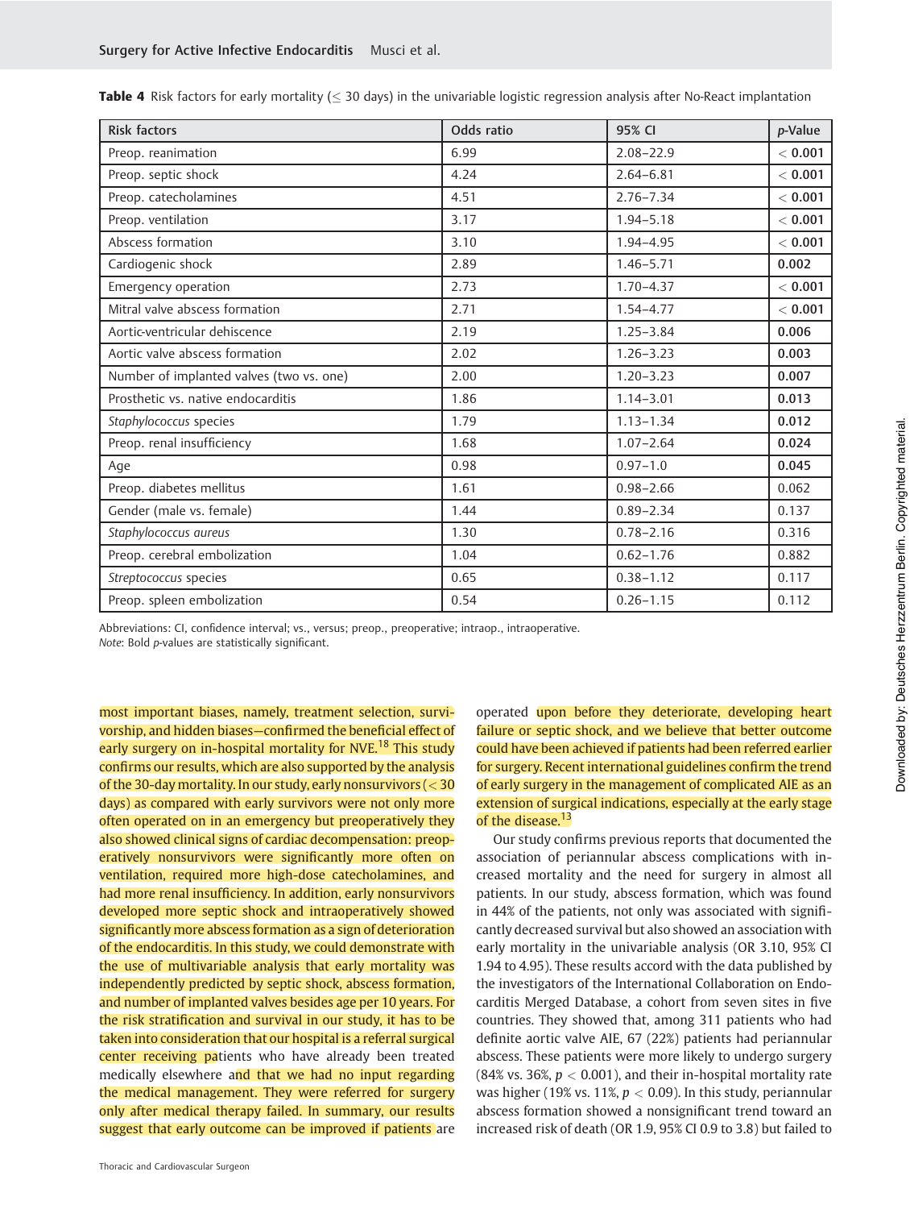**Table 4** Risk factors for early mortality ($\leq$ 30 days) in the univariable logistic regression analysis after No-React implantation

| Risk factors | Odds ratio | 95% CI | *p*-Value |
|---|---|---|---|
| Preop. reanimation | 6.99 | 2.08–22.9 | **< 0.001** |
| Preop. septic shock | 4.24 | 2.64–6.81 | **< 0.001** |
| Preop. catecholamines | 4.51 | 2.76–7.34 | **< 0.001** |
| Preop. ventilation | 3.17 | 1.94–5.18 | **< 0.001** |
| Abscess formation | 3.10 | 1.94–4.95 | **< 0.001** |
| Cardiogenic shock | 2.89 | 1.46–5.71 | **0.002** |
| Emergency operation | 2.73 | 1.70–4.37 | **< 0.001** |
| Mitral valve abscess formation | 2.71 | 1.54–4.77 | **< 0.001** |
| Aortic-ventricular dehiscence | 2.19 | 1.25–3.84 | **0.006** |
| Aortic valve abscess formation | 2.02 | 1.26–3.23 | **0.003** |
| Number of implanted valves (two vs. one) | 2.00 | 1.20–3.23 | **0.007** |
| Prosthetic vs. native endocarditis | 1.86 | 1.14–3.01 | **0.013** |
| *Staphylococcus* species | 1.79 | 1.13–1.34 | **0.012** |
| Preop. renal insufficiency | 1.68 | 1.07–2.64 | **0.024** |
| Age | 0.98 | 0.97–1.0 | **0.045** |
| Preop. diabetes mellitus | 1.61 | 0.98–2.66 | 0.062 |
| Gender (male vs. female) | 1.44 | 0.89–2.34 | 0.137 |
| *Staphylococcus aureus* | 1.30 | 0.78–2.16 | 0.316 |
| Preop. cerebral embolization | 1.04 | 0.62–1.76 | 0.882 |
| *Streptococcus* species | 0.65 | 0.38–1.12 | 0.117 |
| Preop. spleen embolization | 0.54 | 0.26–1.15 | 0.112 |

Abbreviations: CI, confidence interval; vs., versus; preop., preoperative; intraop., intraoperative.
*Note*: Bold *p*-values are statistically significant.

most important biases, namely, treatment selection, survivorship, and hidden biases—confirmed the beneficial effect of early surgery on in-hospital mortality for NVE.[18] This study confirms our results, which are also supported by the analysis of the 30-day mortality. In our study, early nonsurvivors ($<$ 30 days) as compared with early survivors were not only more often operated on in an emergency but preoperatively they also showed clinical signs of cardiac decompensation: preoperatively nonsurvivors were significantly more often on ventilation, required more high-dose catecholamines, and had more renal insufficiency. In addition, early nonsurvivors developed more septic shock and intraoperatively showed significantly more abscess formation as a sign of deterioration of the endocarditis. In this study, we could demonstrate with the use of multivariable analysis that early mortality was independently predicted by septic shock, abscess formation, and number of implanted valves besides age per 10 years. For the risk stratification and survival in our study, it has to be taken into consideration that our hospital is a referral surgical center receiving patients who have already been treated medically elsewhere and that we had no input regarding the medical management. They were referred for surgery only after medical therapy failed. In summary, our results suggest that early outcome can be improved if patients are operated upon before they deteriorate, developing heart failure or septic shock, and we believe that better outcome could have been achieved if patients had been referred earlier for surgery. Recent international guidelines confirm the trend of early surgery in the management of complicated AIE as an extension of surgical indications, especially at the early stage of the disease.[13]

Our study confirms previous reports that documented the association of periannular abscess complications with increased mortality and the need for surgery in almost all patients. In our study, abscess formation, which was found in 44% of the patients, not only was associated with significantly decreased survival but also showed an association with early mortality in the univariable analysis (OR 3.10, 95% CI 1.94 to 4.95). These results accord with the data published by the investigators of the International Collaboration on Endocarditis Merged Database, a cohort from seven sites in five countries. They showed that, among 311 patients who had definite aortic valve AIE, 67 (22%) patients had periannular abscess. These patients were more likely to undergo surgery (84% vs. 36%, $p < 0.001$), and their in-hospital mortality rate was higher (19% vs. 11%, $p < 0.09$). In this study, periannular abscess formation showed a nonsignificant trend toward an increased risk of death (OR 1.9, 95% CI 0.9 to 3.8) but failed to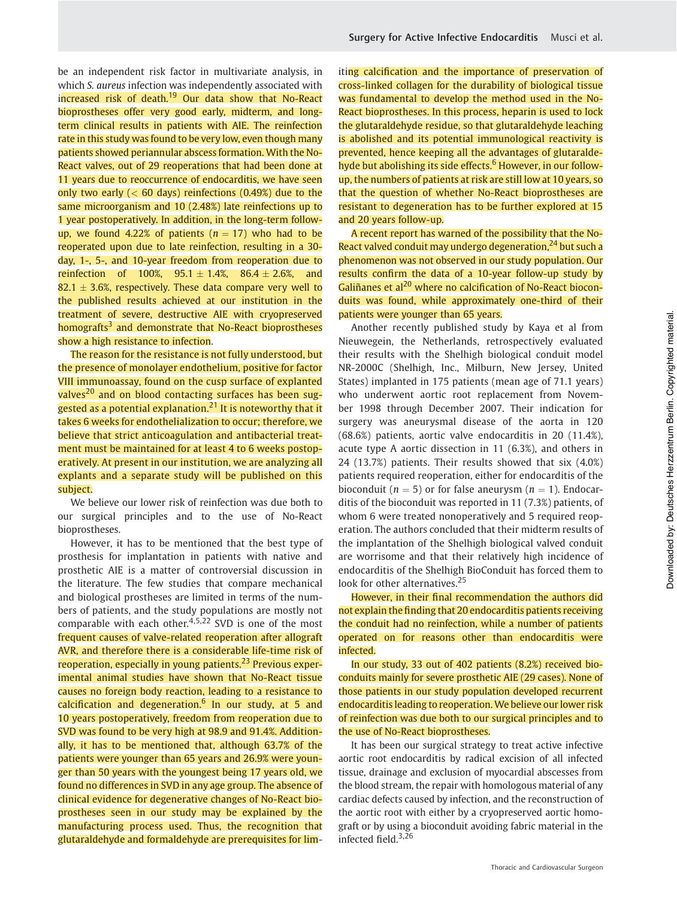be an independent risk factor in multivariate analysis, in which *S. aureus* infection was independently associated with increased risk of death.[19] Our data show that No-React bioprostheses offer very good early, midterm, and long-term clinical results in patients with AIE. The reinfection rate in this study was found to be very low, even though many patients showed periannular abscess formation. With the No-React valves, out of 29 reoperations that had been done at 11 years due to reoccurrence of endocarditis, we have seen only two early (< 60 days) reinfections (0.49%) due to the same microorganism and 10 (2.48%) late reinfections up to 1 year postoperatively. In addition, in the long-term follow-up, we found 4.22% of patients ($n = 17$) who had to be reoperated upon due to late reinfection, resulting in a 30-day, 1-, 5-, and 10-year freedom from reoperation due to reinfection of 100%, $95.1 \pm 1.4\%$, $86.4 \pm 2.6\%$, and $82.1 \pm 3.6\%$, respectively. These data compare very well to the published results achieved at our institution in the treatment of severe, destructive AIE with cryopreserved homografts[3] and demonstrate that No-React bioprostheses show a high resistance to infection.

The reason for the resistance is not fully understood, but the presence of monolayer endothelium, positive for factor VIII immunoassay, found on the cusp surface of explanted valves[20] and on blood contacting surfaces has been suggested as a potential explanation.[21] It is noteworthy that it takes 6 weeks for endothelialization to occur; therefore, we believe that strict anticoagulation and antibacterial treatment must be maintained for at least 4 to 6 weeks postoperatively. At present in our institution, we are analyzing all explants and a separate study will be published on this subject.

We believe our lower risk of reinfection was due both to our surgical principles and to the use of No-React bioprostheses.

However, it has to be mentioned that the best type of prosthesis for implantation in patients with native and prosthetic AIE is a matter of controversial discussion in the literature. The few studies that compare mechanical and biological prostheses are limited in terms of the numbers of patients, and the study populations are mostly not comparable with each other.[4,5,22] SVD is one of the most frequent causes of valve-related reoperation after allograft AVR, and therefore there is a considerable life-time risk of reoperation, especially in young patients.[23] Previous experimental animal studies have shown that No-React tissue causes no foreign body reaction, leading to a resistance to calcification and degeneration.[6] In our study, at 5 and 10 years postoperatively, freedom from reoperation due to SVD was found to be very high at 98.9 and 91.4%. Additionally, it has to be mentioned that, although 63.7% of the patients were younger than 65 years and 26.9% were younger than 50 years with the youngest being 17 years old, we found no differences in SVD in any age group. The absence of clinical evidence for degenerative changes of No-React bioprostheses seen in our study may be explained by the manufacturing process used. Thus, the recognition that glutaraldehyde and formaldehyde are prerequisites for limiting calcification and the importance of preservation of cross-linked collagen for the durability of biological tissue was fundamental to develop the method used in the No-React bioprostheses. In this process, heparin is used to lock the glutaraldehyde residue, so that glutaraldehyde leaching is abolished and its potential immunological reactivity is prevented, hence keeping all the advantages of glutaraldehyde but abolishing its side effects.[6] However, in our follow-up, the numbers of patients at risk are still low at 10 years, so that the question of whether No-React bioprostheses are resistant to degeneration has to be further explored at 15 and 20 years follow-up.

A recent report has warned of the possibility that the No-React valved conduit may undergo degeneration,[24] but such a phenomenon was not observed in our study population. Our results confirm the data of a 10-year follow-up study by Galiñanes et al[20] where no calcification of No-React bioconduits was found, while approximately one-third of their patients were younger than 65 years.

Another recently published study by Kaya et al from Nieuwegein, the Netherlands, retrospectively evaluated their results with the Shelhigh biological conduit model NR-2000C (Shelhigh, Inc., Milburn, New Jersey, United States) implanted in 175 patients (mean age of 71.1 years) who underwent aortic root replacement from November 1998 through December 2007. Their indication for surgery was aneurysmal disease of the aorta in 120 (68.6%) patients, aortic valve endocarditis in 20 (11.4%), acute type A aortic dissection in 11 (6.3%), and others in 24 (13.7%) patients. Their results showed that six (4.0%) patients required reoperation, either for endocarditis of the bioconduit ($n = 5$) or for false aneurysm ($n = 1$). Endocarditis of the bioconduit was reported in 11 (7.3%) patients, of whom 6 were treated nonoperatively and 5 required reoperation. The authors concluded that their midterm results of the implantation of the Shelhigh biological valved conduit are worrisome and that their relatively high incidence of endocarditis of the Shelhigh BioConduit has forced them to look for other alternatives.[25]

However, in their final recommendation the authors did not explain the finding that 20 endocarditis patients receiving the conduit had no reinfection, while a number of patients operated on for reasons other than endocarditis were infected.

In our study, 33 out of 402 patients (8.2%) received bioconduits mainly for severe prosthetic AIE (29 cases). None of those patients in our study population developed recurrent endocarditis leading to reoperation. We believe our lower risk of reinfection was due both to our surgical principles and to the use of No-React bioprostheses.

It has been our surgical strategy to treat active infective aortic root endocarditis by radical excision of all infected tissue, drainage and exclusion of myocardial abscesses from the blood stream, the repair with homologous material of any cardiac defects caused by infection, and the reconstruction of the aortic root with either by a cryopreserved aortic homograft or by using a bioconduit avoiding fabric material in the infected field.[3,26]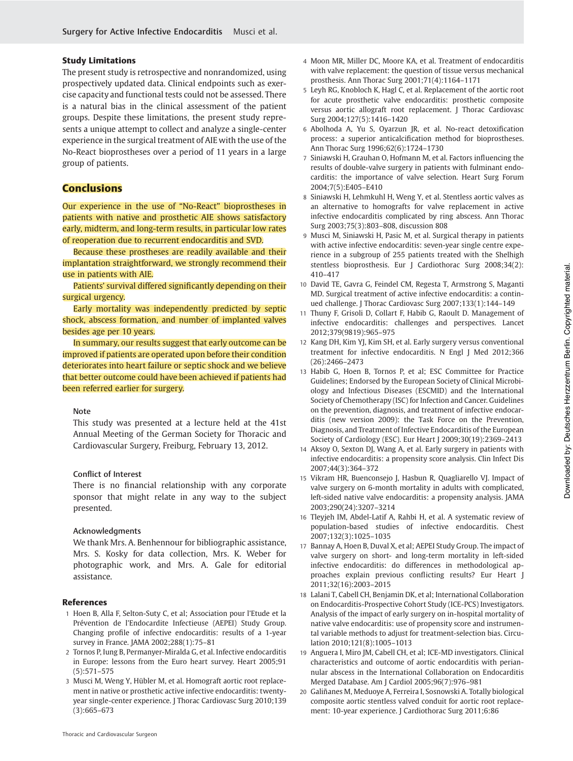### Study Limitations

The present study is retrospective and nonrandomized, using prospectively updated data. Clinical endpoints such as exercise capacity and functional tests could not be assessed. There is a natural bias in the clinical assessment of the patient groups. Despite these limitations, the present study represents a unique attempt to collect and analyze a single-center experience in the surgical treatment of AIE with the use of the No-React bioprostheses over a period of 11 years in a large group of patients.

## Conclusions

Our experience in the use of "No-React" bioprostheses in patients with native and prosthetic AIE shows satisfactory early, midterm, and long-term results, in particular low rates of reoperation due to recurrent endocarditis and SVD.

Because these prostheses are readily available and their implantation straightforward, we strongly recommend their use in patients with AIE.

Patients' survival differed significantly depending on their surgical urgency.

Early mortality was independently predicted by septic shock, abscess formation, and number of implanted valves besides age per 10 years.

In summary, our results suggest that early outcome can be improved if patients are operated upon before their condition deteriorates into heart failure or septic shock and we believe that better outcome could have been achieved if patients had been referred earlier for surgery.

#### Note

This study was presented at a lecture held at the 41st Annual Meeting of the German Society for Thoracic and Cardiovascular Surgery, Freiburg, February 13, 2012.

#### Conflict of Interest

There is no financial relationship with any corporate sponsor that might relate in any way to the subject presented.

#### Acknowledgments

We thank Mrs. A. Benhennour for bibliographic assistance, Mrs. S. Kosky for data collection, Mrs. K. Weber for photographic work, and Mrs. A. Gale for editorial assistance.

### References

1. Hoen B, Alla F, Selton-Suty C, et al; Association pour l'Etude et la Prévention de l'Endocardite Infectieuse (AEPEI) Study Group. Changing profile of infective endocarditis: results of a 1-year survey in France. JAMA 2002;288(1):75–81
2. Tornos P, Iung B, Permanyer-Miralda G, et al. Infective endocarditis in Europe: lessons from the Euro heart survey. Heart 2005;91 (5):571–575
3. Musci M, Weng Y, Hübler M, et al. Homograft aortic root replacement in native or prosthetic active infective endocarditis: twenty-year single-center experience. J Thorac Cardiovasc Surg 2010;139 (3):665–673
4. Moon MR, Miller DC, Moore KA, et al. Treatment of endocarditis with valve replacement: the question of tissue versus mechanical prosthesis. Ann Thorac Surg 2001;71(4):1164–1171
5. Leyh RG, Knobloch K, Hagl C, et al. Replacement of the aortic root for acute prosthetic valve endocarditis: prosthetic composite versus aortic allograft root replacement. J Thorac Cardiovasc Surg 2004;127(5):1416–1420
6. Abolhoda A, Yu S, Oyarzun JR, et al. No-react detoxification process: a superior anticalcification method for bioprostheses. Ann Thorac Surg 1996;62(6):1724–1730
7. Siniawski H, Grauhan O, Hofmann M, et al. Factors influencing the results of double-valve surgery in patients with fulminant endocarditis: the importance of valve selection. Heart Surg Forum 2004;7(5):E405–E410
8. Siniawski H, Lehmkuhl H, Weng Y, et al. Stentless aortic valves as an alternative to homografts for valve replacement in active infective endocarditis complicated by ring abscess. Ann Thorac Surg 2003;75(3):803–808, discussion 808
9. Musci M, Siniawski H, Pasic M, et al. Surgical therapy in patients with active infective endocarditis: seven-year single centre experience in a subgroup of 255 patients treated with the Shelhigh stentless bioprosthesis. Eur J Cardiothorac Surg 2008;34(2): 410–417
10. David TE, Gavra G, Feindel CM, Regesta T, Armstrong S, Maganti MD. Surgical treatment of active infective endocarditis: a continued challenge. J Thorac Cardiovasc Surg 2007;133(1):144–149
11. Thuny F, Grisoli D, Collart F, Habib G, Raoult D. Management of infective endocarditis: challenges and perspectives. Lancet 2012;379(9819):965–975
12. Kang DH, Kim YJ, Kim SH, et al. Early surgery versus conventional treatment for infective endocarditis. N Engl J Med 2012;366 (26):2466–2473
13. Habib G, Hoen B, Tornos P, et al; ESC Committee for Practice Guidelines; Endorsed by the European Society of Clinical Microbiology and Infectious Diseases (ESCMID) and the International Society of Chemotherapy (ISC) for Infection and Cancer. Guidelines on the prevention, diagnosis, and treatment of infective endocarditis (new version 2009): the Task Force on the Prevention, Diagnosis, and Treatment of Infective Endocarditis of the European Society of Cardiology (ESC). Eur Heart J 2009;30(19):2369–2413
14. Aksoy O, Sexton DJ, Wang A, et al. Early surgery in patients with infective endocarditis: a propensity score analysis. Clin Infect Dis 2007;44(3):364–372
15. Vikram HR, Buenconsejo J, Hasbun R, Quagliarello VJ. Impact of valve surgery on 6-month mortality in adults with complicated, left-sided native valve endocarditis: a propensity analysis. JAMA 2003;290(24):3207–3214
16. Tleyjeh IM, Abdel-Latif A, Rahbi H, et al. A systematic review of population-based studies of infective endocarditis. Chest 2007;132(3):1025–1035
17. Bannay A, Hoen B, Duval X, et al; AEPEI Study Group. The impact of valve surgery on short- and long-term mortality in left-sided infective endocarditis: do differences in methodological approaches explain previous conflicting results? Eur Heart J 2011;32(16):2003–2015
18. Lalani T, Cabell CH, Benjamin DK, et al; International Collaboration on Endocarditis-Prospective Cohort Study (ICE-PCS) Investigators. Analysis of the impact of early surgery on in-hospital mortality of native valve endocarditis: use of propensity score and instrumental variable methods to adjust for treatment-selection bias. Circulation 2010;121(8):1005–1013
19. Anguera I, Miro JM, Cabell CH, et al; ICE-MD investigators. Clinical characteristics and outcome of aortic endocarditis with periannular abscess in the International Collaboration on Endocarditis Merged Database. Am J Cardiol 2005;96(7):976–981
20. Galiñanes M, Meduoye A, Ferreira I, Sosnowski A. Totally biological composite aortic stentless valved conduit for aortic root replacement: 10-year experience. J Cardiothorac Surg 2011;6:86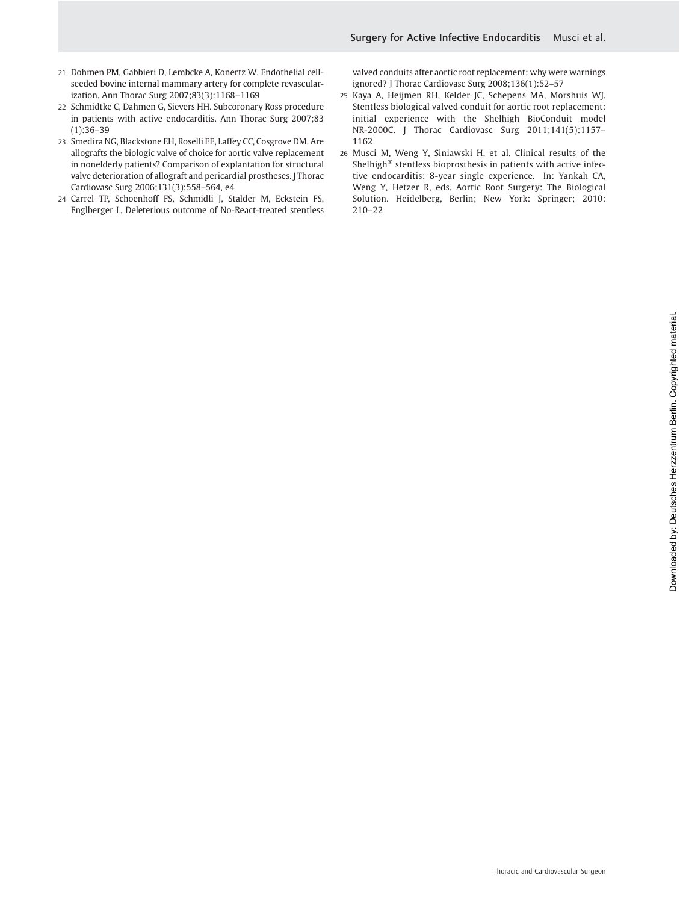21 Dohmen PM, Gabbieri D, Lembcke A, Konertz W. Endothelial cell-seeded bovine internal mammary artery for complete revascularization. Ann Thorac Surg 2007;83(3):1168–1169

22 Schmidtke C, Dahmen G, Sievers HH. Subcoronary Ross procedure in patients with active endocarditis. Ann Thorac Surg 2007;83 (1):36–39

23 Smedira NG, Blackstone EH, Roselli EE, Laffey CC, Cosgrove DM. Are allografts the biologic valve of choice for aortic valve replacement in nonelderly patients? Comparison of explantation for structural valve deterioration of allograft and pericardial prostheses. J Thorac Cardiovasc Surg 2006;131(3):558–564, e4

24 Carrel TP, Schoenhoff FS, Schmidli J, Stalder M, Eckstein FS, Englberger L. Deleterious outcome of No-React-treated stentless valved conduits after aortic root replacement: why were warnings ignored? J Thorac Cardiovasc Surg 2008;136(1):52–57

25 Kaya A, Heijmen RH, Kelder JC, Schepens MA, Morshuis WJ. Stentless biological valved conduit for aortic root replacement: initial experience with the Shelhigh BioConduit model NR-2000C. J Thorac Cardiovasc Surg 2011;141(5):1157–1162

26 Musci M, Weng Y, Siniawski H, et al. Clinical results of the Shelhigh® stentless bioprosthesis in patients with active infective endocarditis: 8-year single experience. In: Yankah CA, Weng Y, Hetzer R, eds. Aortic Root Surgery: The Biological Solution. Heidelberg, Berlin; New York: Springer; 2010: 210–22